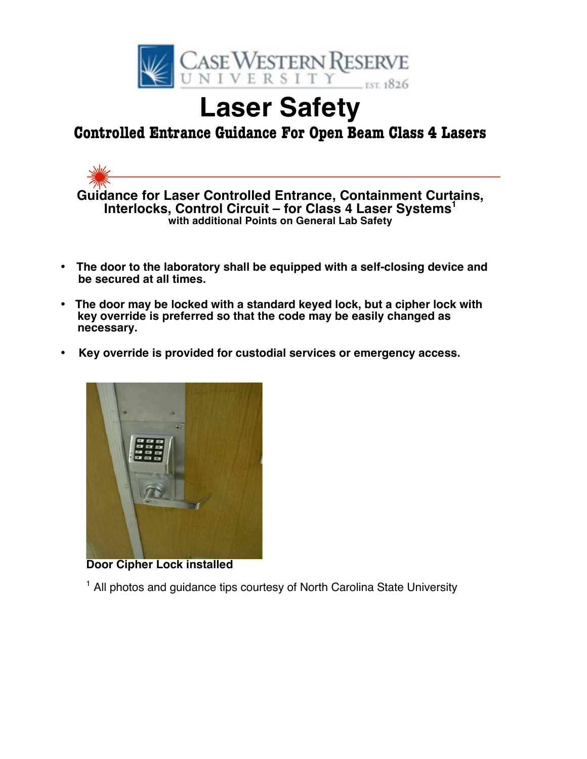# Laser Safety

## Controlled Entrance Guidance For Open Beam Class 4 Lasers

### Guidance for Laser Controlled Entrance, Containment Curtains, Interlocks, Control Circuit – for Class 4 Laser Systems[1]

**with additional Points on General Lab Safety**

- **The door to the laboratory shall be equipped with a self-closing device and be secured at all times.**
- **The door may be locked with a standard keyed lock, but a cipher lock with key override is preferred so that the code may be easily changed as necessary.**
- **Key override is provided for custodial services or emergency access.**

**Door Cipher Lock installed**

[1] All photos and guidance tips courtesy of North Carolina State University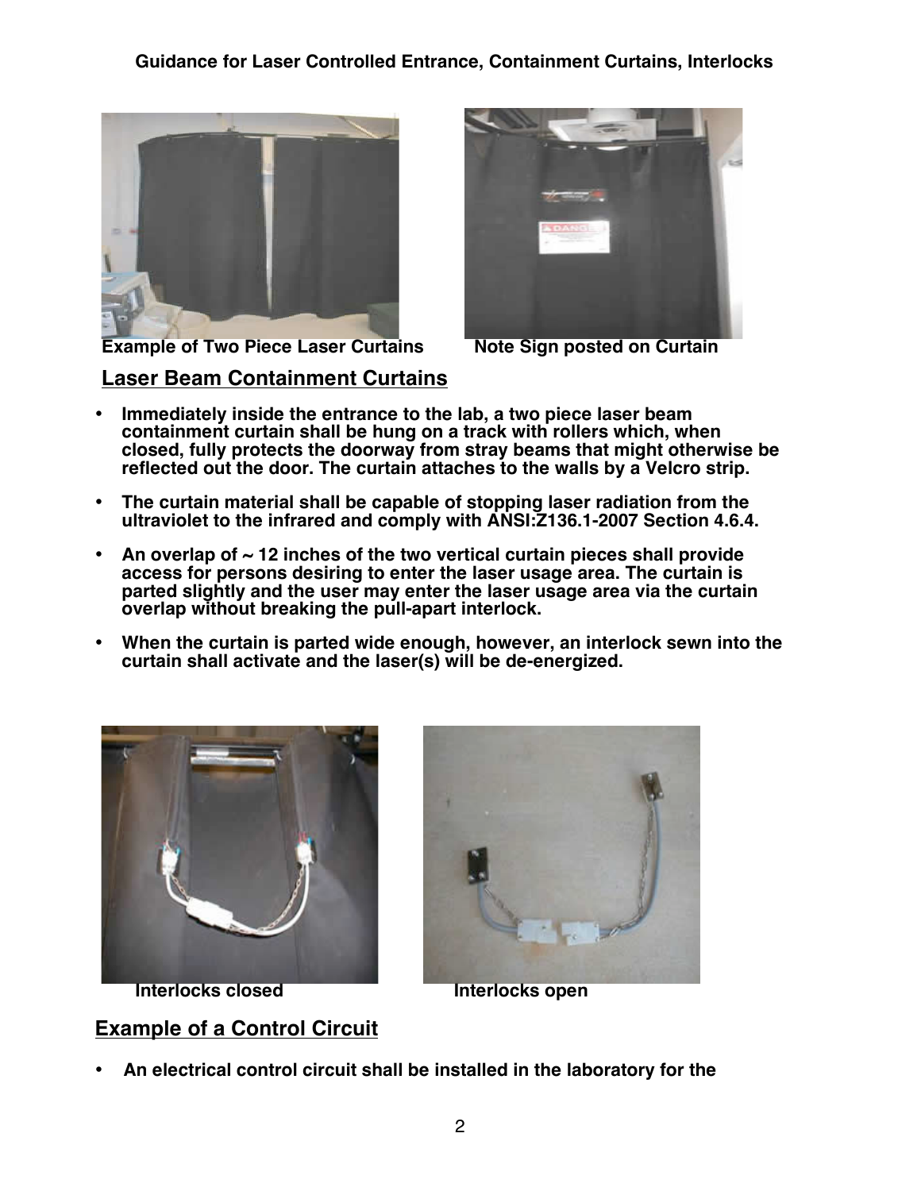Example of Two Piece Laser Curtains

Note Sign posted on Curtain

## Laser Beam Containment Curtains

- **Immediately inside the entrance to the lab, a two piece laser beam containment curtain shall be hung on a track with rollers which, when closed, fully protects the doorway from stray beams that might otherwise be reflected out the door. The curtain attaches to the walls by a Velcro strip.**
- **The curtain material shall be capable of stopping laser radiation from the ultraviolet to the infrared and comply with ANSI:Z136.1-2007 Section 4.6.4.**
- **An overlap of ~ 12 inches of the two vertical curtain pieces shall provide access for persons desiring to enter the laser usage area. The curtain is parted slightly and the user may enter the laser usage area via the curtain overlap without breaking the pull-apart interlock.**
- **When the curtain is parted wide enough, however, an interlock sewn into the curtain shall activate and the laser(s) will be de-energized.**

Interlocks closed

Interlocks open

## Example of a Control Circuit

- **An electrical control circuit shall be installed in the laboratory for the**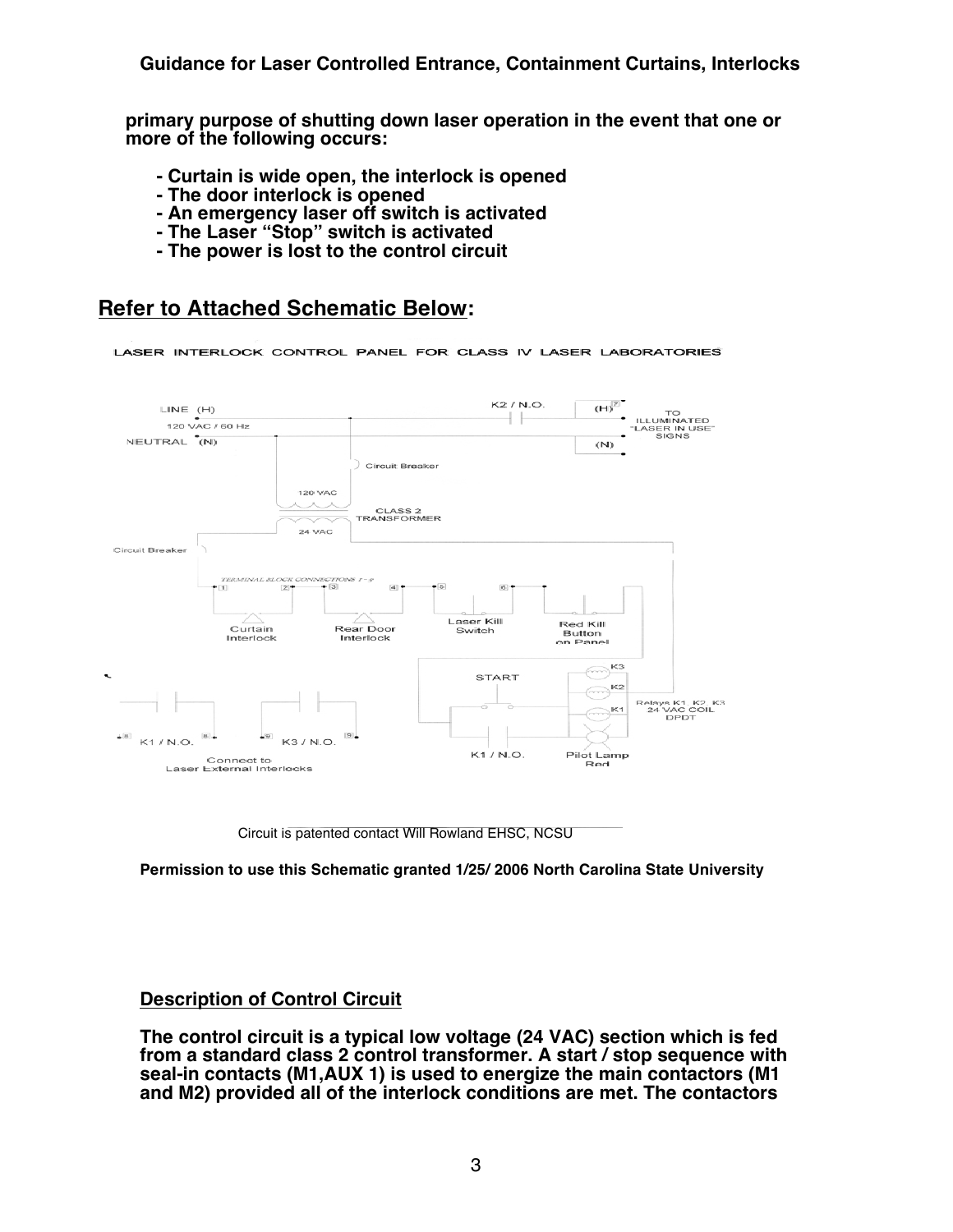primary purpose of shutting down laser operation in the event that one or more of the following occurs:

- Curtain is wide open, the interlock is opened
- The door interlock is opened
- An emergency laser off switch is activated
- The Laser “Stop” switch is activated
- The power is lost to the control circuit

## Refer to Attached Schematic Below:

LASER INTERLOCK CONTROL PANEL FOR CLASS IV LASER LABORATORIES

LINE (H) 120 VAC / 60 Hz NEUTRAL (N) K2 / N.O. (H) (N) TO ILLUMINATED "LASER IN USE" SIGNS Circuit Breaker 120 VAC CLASS 2 TRANSFORMER 24 VAC Circuit Breaker TERMINAL BLOCK CONNECTIONS 1 - 9 Curtain Interlock Rear Door Interlock Laser Kill Switch Red Kill Button on Panel START K3 K2 K1 Relays K1 K2 K3 24 VAC COIL DPDT K1 / N.O. K3 / N.O. Connect to Laser External Interlocks K1 / N.O. Pilot Lamp Red

Circuit is patented contact Will Rowland EHSC, NCSU

**Permission to use this Schematic granted 1/25/ 2006 North Carolina State University**

## Description of Control Circuit

**The control circuit is a typical low voltage (24 VAC) section which is fed from a standard class 2 control transformer. A start / stop sequence with seal-in contacts (M1,AUX 1) is used to energize the main contactors (M1 and M2) provided all of the interlock conditions are met. The contactors**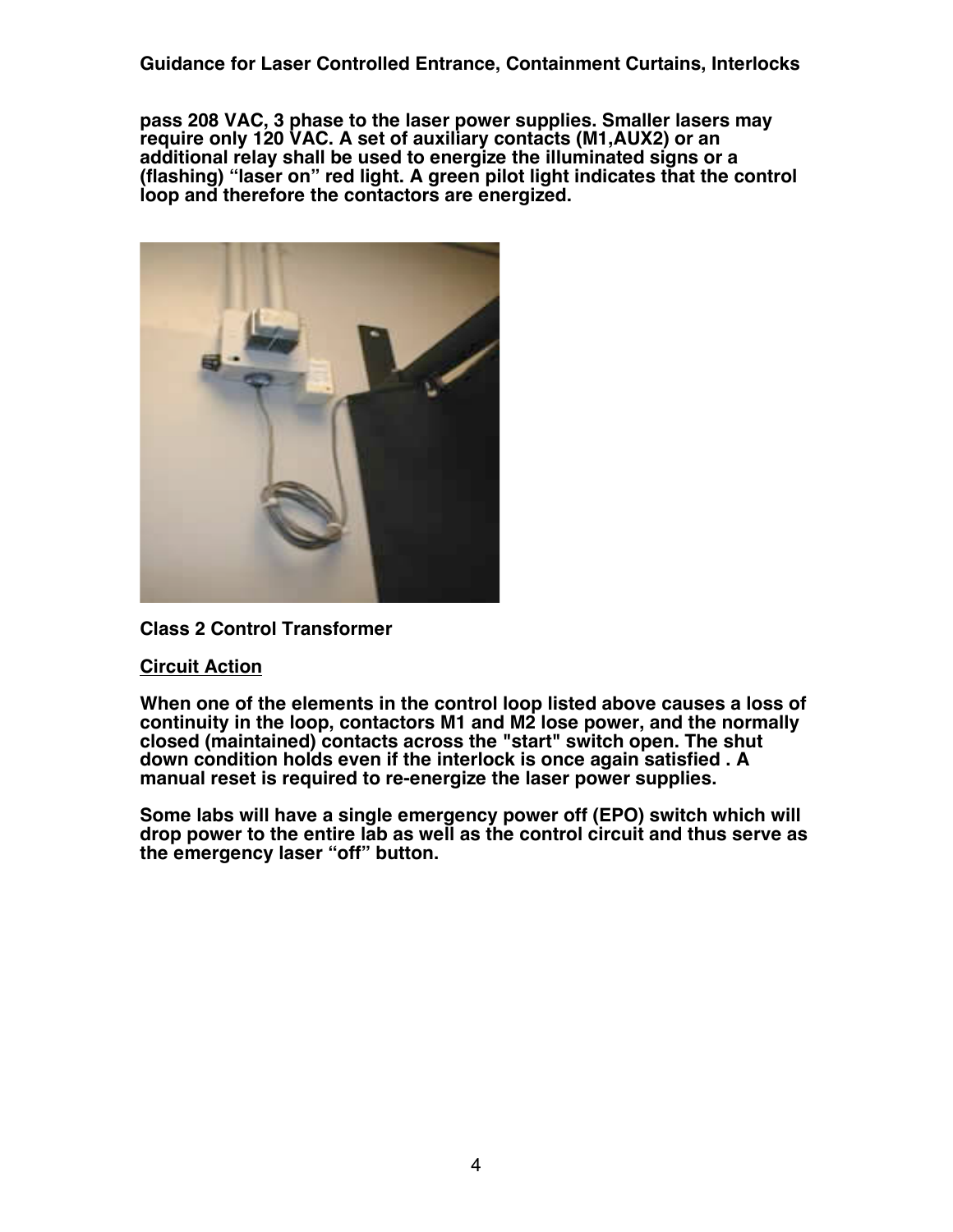pass 208 VAC, 3 phase to the laser power supplies. Smaller lasers may require only 120 VAC. A set of auxiliary contacts (M1,AUX2) or an additional relay shall be used to energize the illuminated signs or a (flashing) "laser on" red light. A green pilot light indicates that the control loop and therefore the contactors are energized.

**Class 2 Control Transformer**

## Circuit Action

When one of the elements in the control loop listed above causes a loss of continuity in the loop, contactors M1 and M2 lose power, and the normally closed (maintained) contacts across the "start" switch open. The shut down condition holds even if the interlock is once again satisfied . A manual reset is required to re-energize the laser power supplies.

Some labs will have a single emergency power off (EPO) switch which will drop power to the entire lab as well as the control circuit and thus serve as the emergency laser "off" button.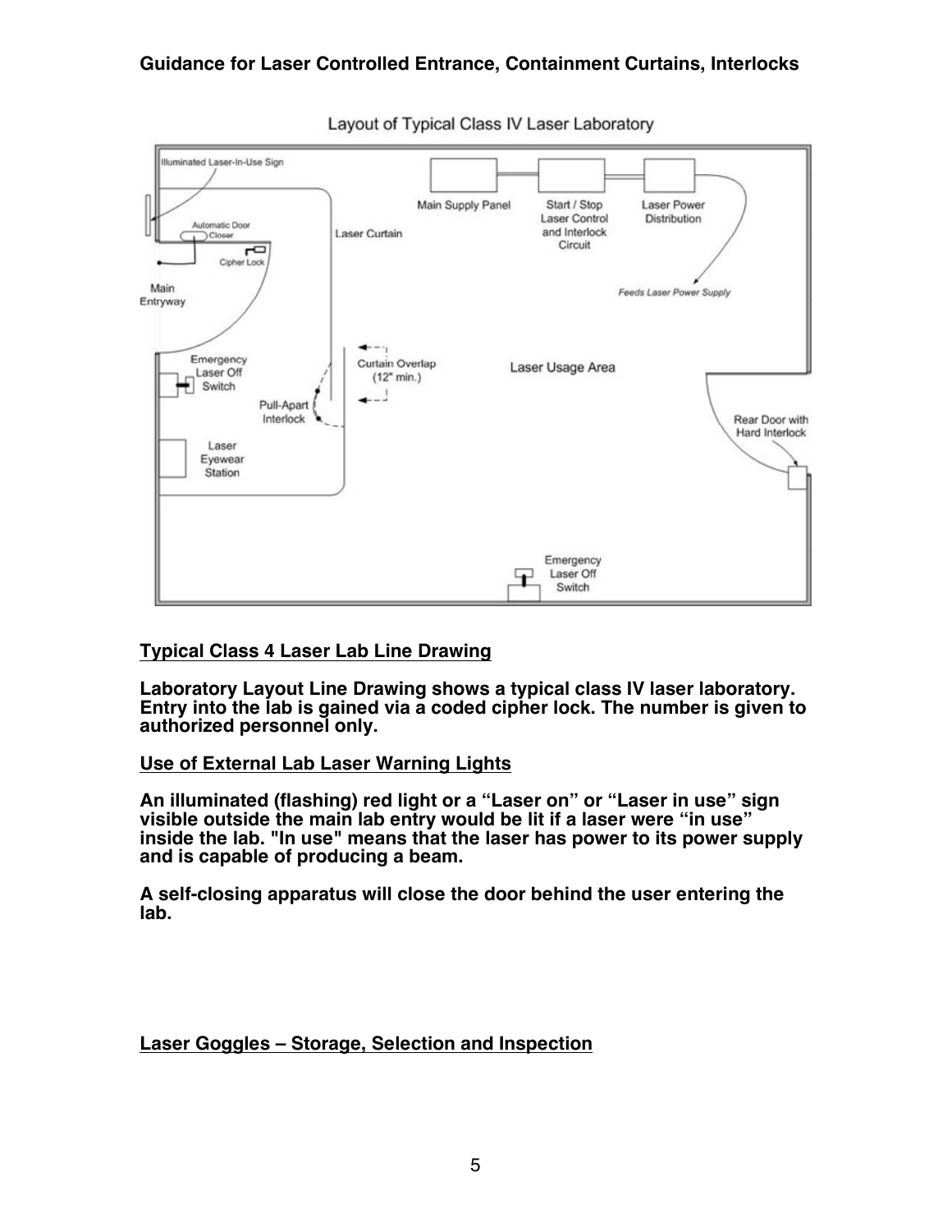## Guidance for Laser Controlled Entrance, Containment Curtains, Interlocks

Layout of Typical Class IV Laser Laboratory

### Typical Class 4 Laser Lab Line Drawing

**Laboratory Layout Line Drawing shows a typical class IV laser laboratory. Entry into the lab is gained via a coded cipher lock. The number is given to authorized personnel only.**

### Use of External Lab Laser Warning Lights

**An illuminated (flashing) red light or a "Laser on" or "Laser in use" sign visible outside the main lab entry would be lit if a laser were "in use" inside the lab. "In use" means that the laser has power to its power supply and is capable of producing a beam.**

**A self-closing apparatus will close the door behind the user entering the lab.**

### Laser Goggles – Storage, Selection and Inspection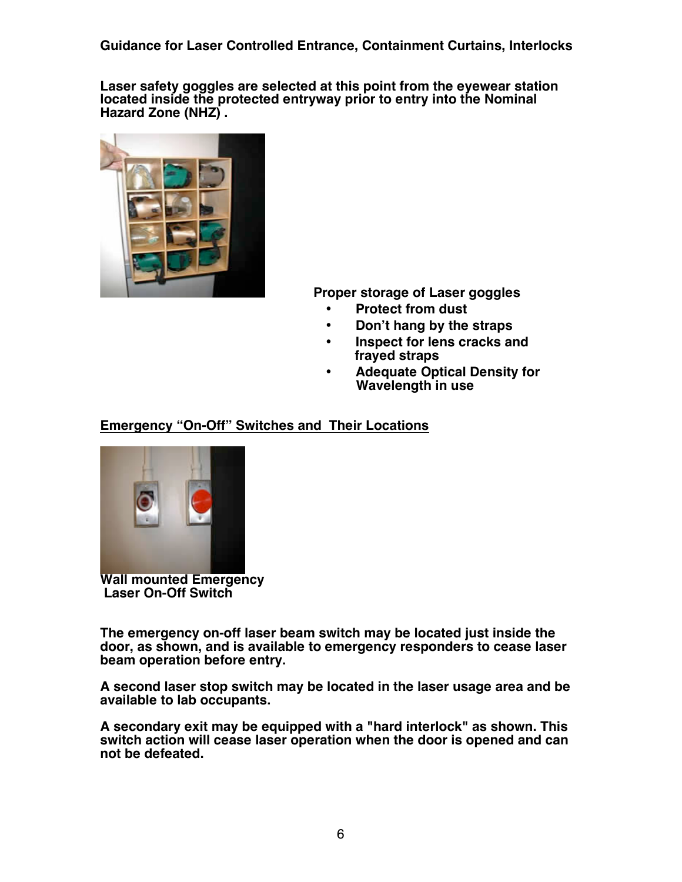**Guidance for Laser Controlled Entrance, Containment Curtains, Interlocks**

**Laser safety goggles are selected at this point from the eyewear station located inside the protected entryway prior to entry into the Nominal Hazard Zone (NHZ) .**

**Proper storage of Laser goggles**

- **Protect from dust**
- **Don't hang by the straps**
- **Inspect for lens cracks and frayed straps**
- **Adequate Optical Density for Wavelength in use**

## Emergency "On-Off" Switches and Their Locations

**Wall mounted Emergency Laser On-Off Switch**

**The emergency on-off laser beam switch may be located just inside the door, as shown, and is available to emergency responders to cease laser beam operation before entry.**

**A second laser stop switch may be located in the laser usage area and be available to lab occupants.**

**A secondary exit may be equipped with a "hard interlock" as shown. This switch action will cease laser operation when the door is opened and can not be defeated.**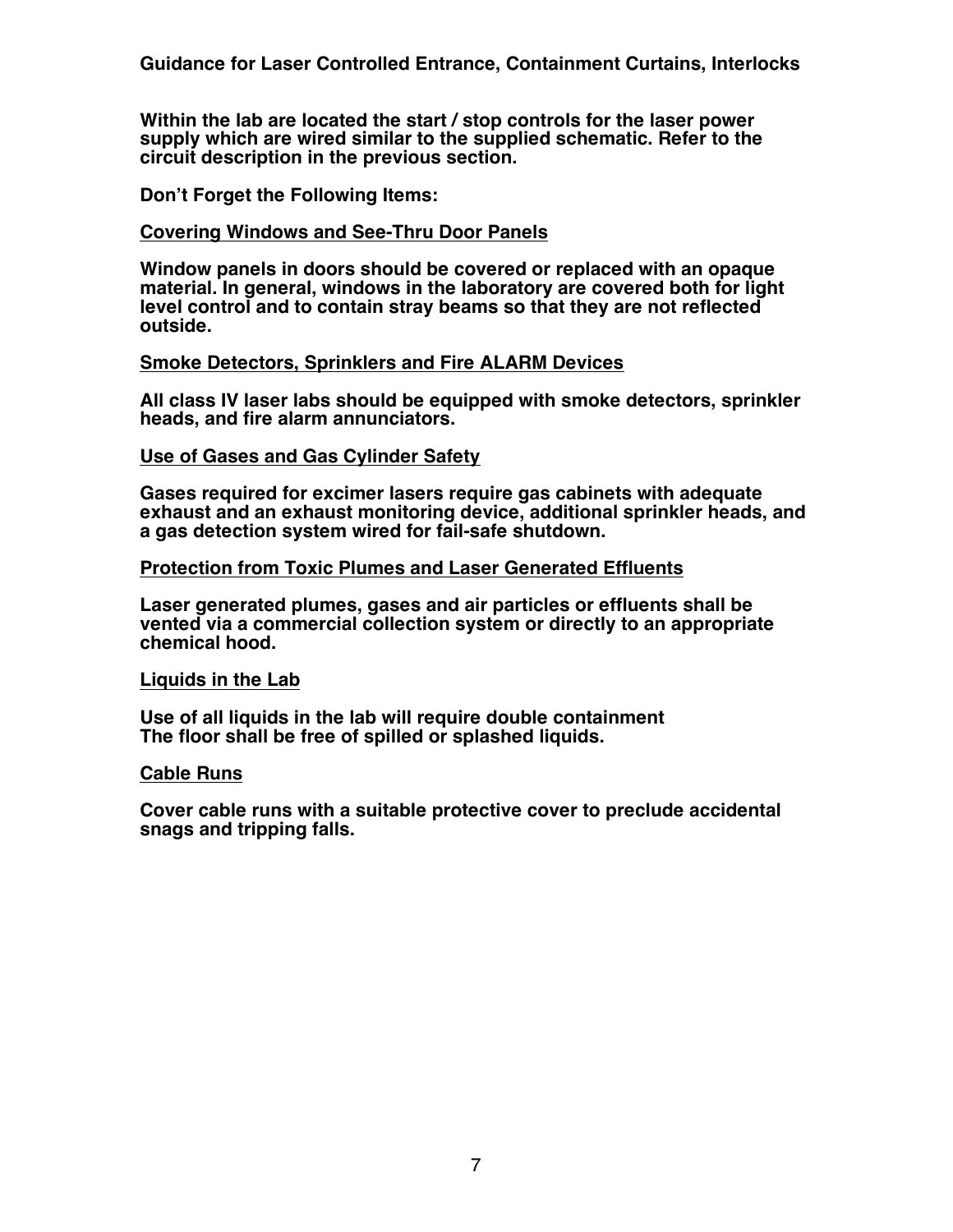**Guidance for Laser Controlled Entrance, Containment Curtains, Interlocks**

**Within the lab are located the start / stop controls for the laser power supply which are wired similar to the supplied schematic. Refer to the circuit description in the previous section.**

**Don't Forget the Following Items:**

**<u>Covering Windows and See-Thru Door Panels</u>**

**Window panels in doors should be covered or replaced with an opaque material. In general, windows in the laboratory are covered both for light level control and to contain stray beams so that they are not reflected outside.**

**<u>Smoke Detectors, Sprinklers and Fire ALARM Devices</u>**

**All class IV laser labs should be equipped with smoke detectors, sprinkler heads, and fire alarm annunciators.**

**<u>Use of Gases and Gas Cylinder Safety</u>**

**Gases required for excimer lasers require gas cabinets with adequate exhaust and an exhaust monitoring device, additional sprinkler heads, and a gas detection system wired for fail-safe shutdown.**

**<u>Protection from Toxic Plumes and Laser Generated Effluents</u>**

**Laser generated plumes, gases and air particles or effluents shall be vented via a commercial collection system or directly to an appropriate chemical hood.**

**<u>Liquids in the Lab</u>**

**Use of all liquids in the lab will require double containment**
**The floor shall be free of spilled or splashed liquids.**

**<u>Cable Runs</u>**

**Cover cable runs with a suitable protective cover to preclude accidental snags and tripping falls.**